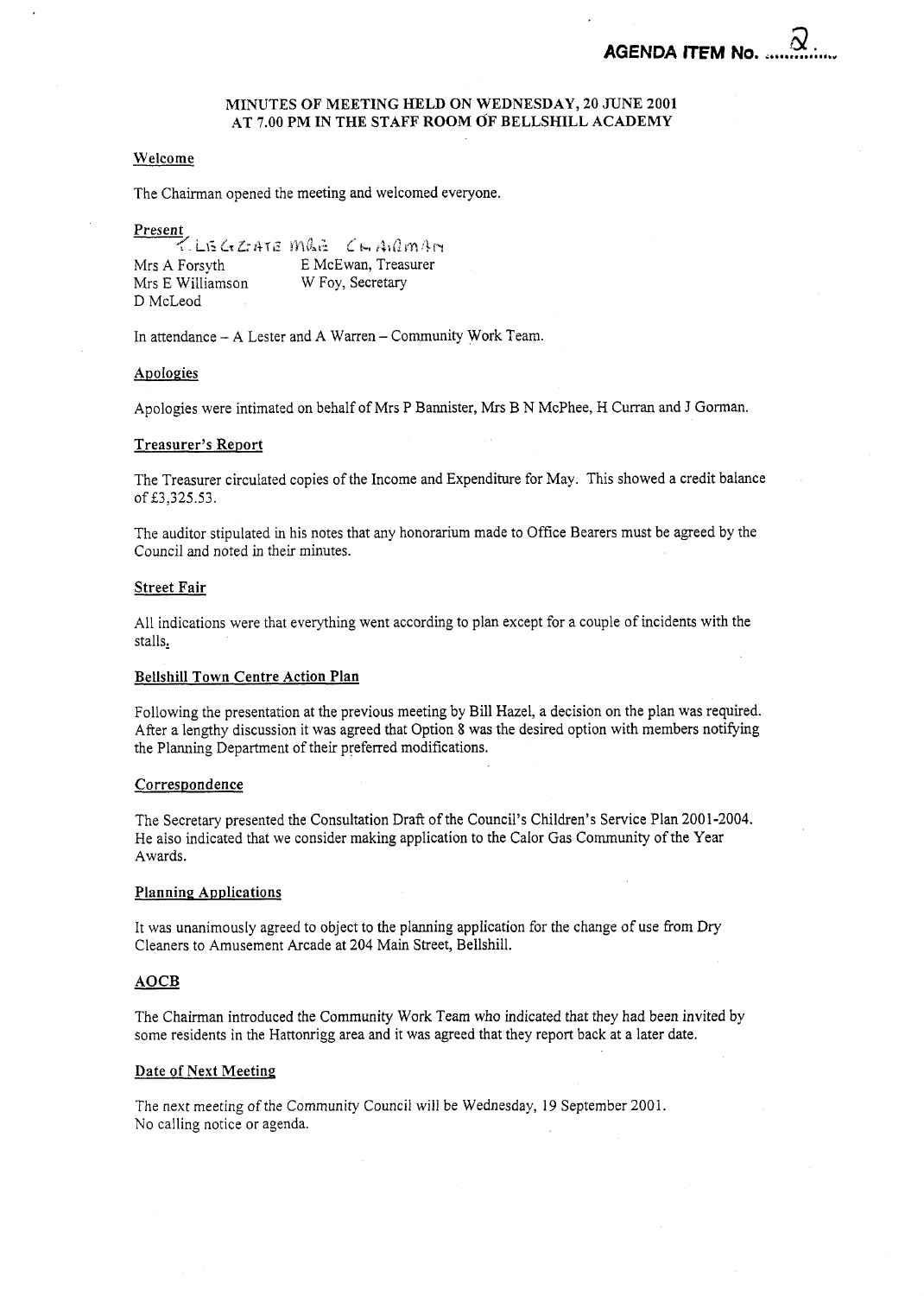AGENDA ITEM No. 2

# MINUTES OF MEETING HELD ON WEDNESDAY, 20 JUNE 2001 AT 7.00 PM IN THE STAFF ROOM OF BELLSHILL ACADEMY

## Welcome

The Chairman opened the meeting and welcomed everyone.

## Present

T. LEGGATE MBE CHAIRMAN

Mrs A Forsyth — E McEwan, Treasurer
Mrs E Williamson — W Foy, Secretary
D McLeod

In attendance – A Lester and A Warren – Community Work Team.

## Apologies

Apologies were intimated on behalf of Mrs P Bannister, Mrs B N McPhee, H Curran and J Gorman.

## Treasurer's Report

The Treasurer circulated copies of the Income and Expenditure for May. This showed a credit balance of £3,325.53.

The auditor stipulated in his notes that any honorarium made to Office Bearers must be agreed by the Council and noted in their minutes.

## Street Fair

All indications were that everything went according to plan except for a couple of incidents with the stalls.

## Bellshill Town Centre Action Plan

Following the presentation at the previous meeting by Bill Hazel, a decision on the plan was required. After a lengthy discussion it was agreed that Option 8 was the desired option with members notifying the Planning Department of their preferred modifications.

## Correspondence

The Secretary presented the Consultation Draft of the Council's Children's Service Plan 2001-2004. He also indicated that we consider making application to the Calor Gas Community of the Year Awards.

## Planning Applications

It was unanimously agreed to object to the planning application for the change of use from Dry Cleaners to Amusement Arcade at 204 Main Street, Bellshill.

## AOCB

The Chairman introduced the Community Work Team who indicated that they had been invited by some residents in the Hattonrigg area and it was agreed that they report back at a later date.

## Date of Next Meeting

The next meeting of the Community Council will be Wednesday, 19 September 2001.
No calling notice or agenda.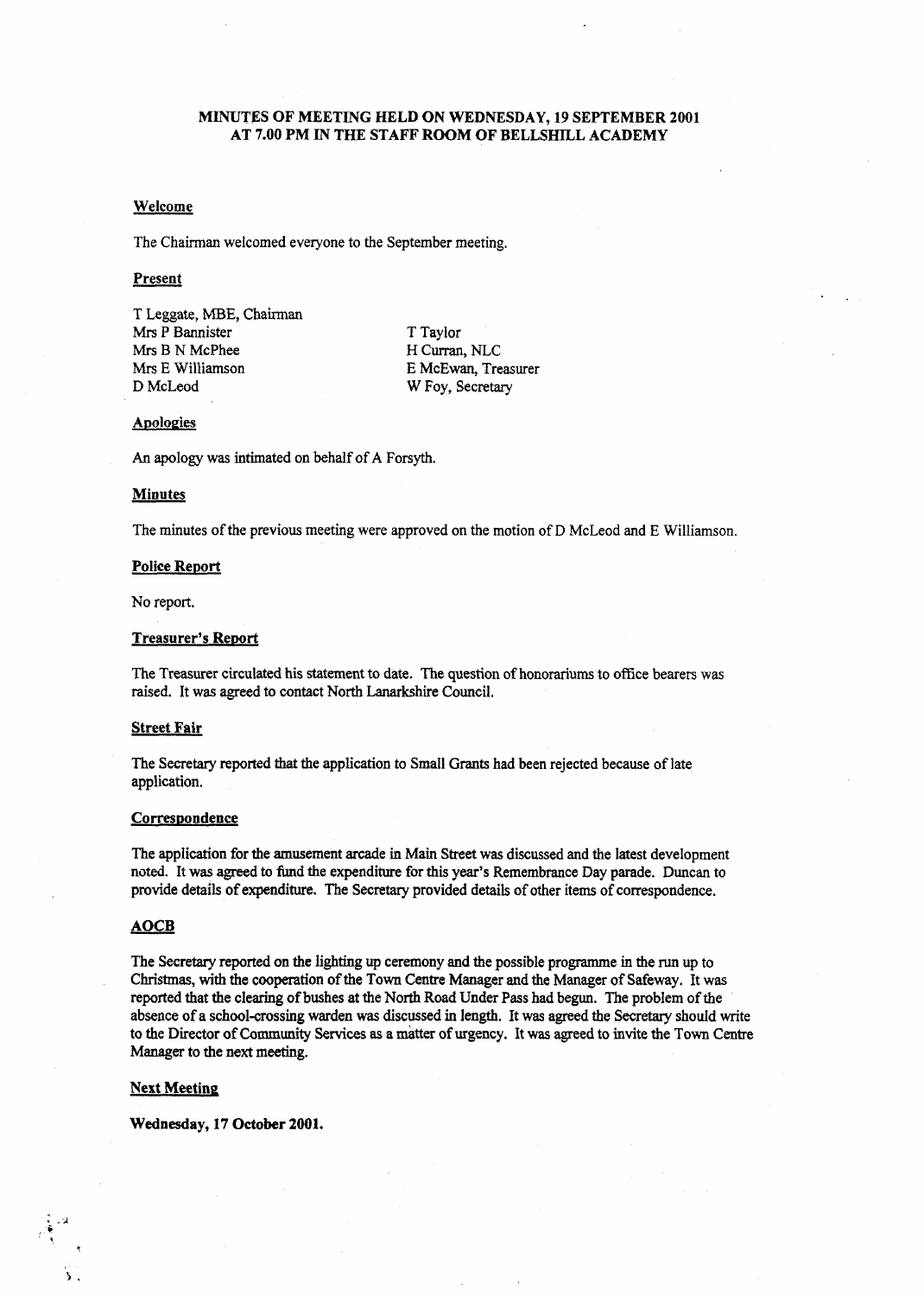**MINUTES OF MEETING HELD ON WEDNESDAY, 19 SEPTEMBER 2001 AT 7.00 PM IN THE STAFF ROOM OF BELLSHILL ACADEMY**

## Welcome

The Chairman welcomed everyone to the September meeting.

## Present

| | |
|---|---|
| T Leggate, MBE, Chairman | |
| Mrs P Bannister | T Taylor |
| Mrs B N McPhee | H Curran, NLC |
| Mrs E Williamson | E McEwan, Treasurer |
| D McLeod | W Foy, Secretary |

## Apologies

An apology was intimated on behalf of A Forsyth.

## Minutes

The minutes of the previous meeting were approved on the motion of D McLeod and E Williamson.

## Police Report

No report.

## Treasurer's Report

The Treasurer circulated his statement to date. The question of honorariums to office bearers was raised. It was agreed to contact North Lanarkshire Council.

## Street Fair

The Secretary reported that the application to Small Grants had been rejected because of late application.

## Correspondence

The application for the amusement arcade in Main Street was discussed and the latest development noted. It was agreed to fund the expenditure for this year's Remembrance Day parade. Duncan to provide details of expenditure. The Secretary provided details of other items of correspondence.

## AOCB

The Secretary reported on the lighting up ceremony and the possible programme in the run up to Christmas, with the cooperation of the Town Centre Manager and the Manager of Safeway. It was reported that the clearing of bushes at the North Road Under Pass had begun. The problem of the absence of a school-crossing warden was discussed in length. It was agreed the Secretary should write to the Director of Community Services as a matter of urgency. It was agreed to invite the Town Centre Manager to the next meeting.

## Next Meeting

**Wednesday, 17 October 2001.**